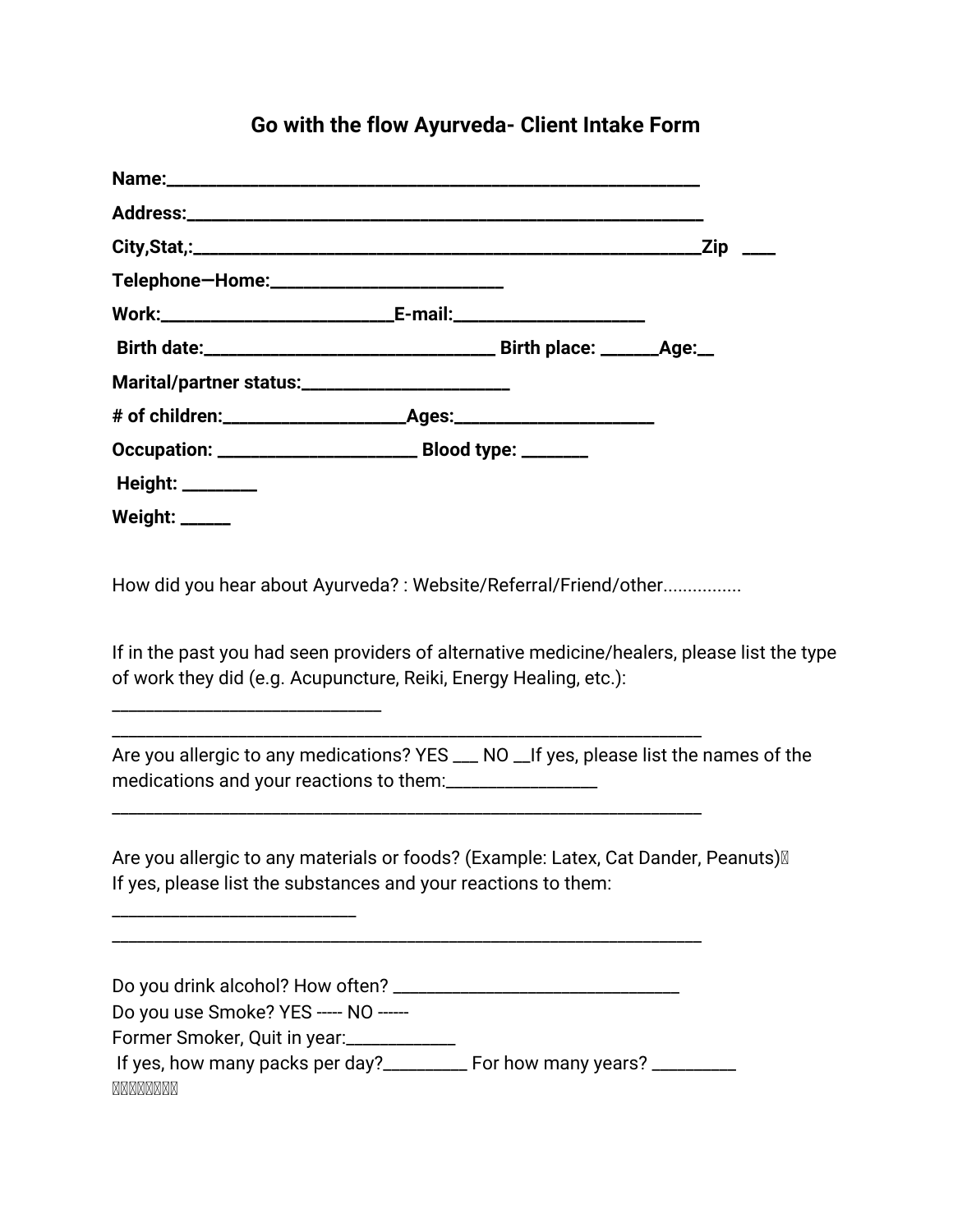# Go with the flow Ayurveda- Client Intake Form

**Name:____________________________________________________________**

**Address:_________________________________________________________**

**City,Stat,:_____________________________________________________Zip ____**

**Telephone—Home:_________________________**

**Work:_________________________E-mail:____________________**

**Birth date:________________________________ Birth place: ______Age:__**

**Marital/partner status:______________________**

**# of children:__________________Ages:____________________**

**Occupation: _____________________ Blood type: _______**

**Height: ________**

**Weight: _____**

How did you hear about Ayurveda? : Website/Referral/Friend/other................

If in the past you had seen providers of alternative medicine/healers, please list the type of work they did (e.g. Acupuncture, Reiki, Energy Healing, etc.):

____________________________

_____________________________________________________________

Are you allergic to any medications? YES ___ NO __If yes, please list the names of the medications and your reactions to them:_______________

_____________________________________________________________

Are you allergic to any materials or foods? (Example: Latex, Cat Dander, Peanuts)
If yes, please list the substances and your reactions to them:

_________________________

_____________________________________________________________

Do you drink alcohol? How often? ______________________________

Do you use Smoke? YES ----- NO ------

Former Smoker, Quit in year:____________

If yes, how many packs per day?_________ For how many years? _________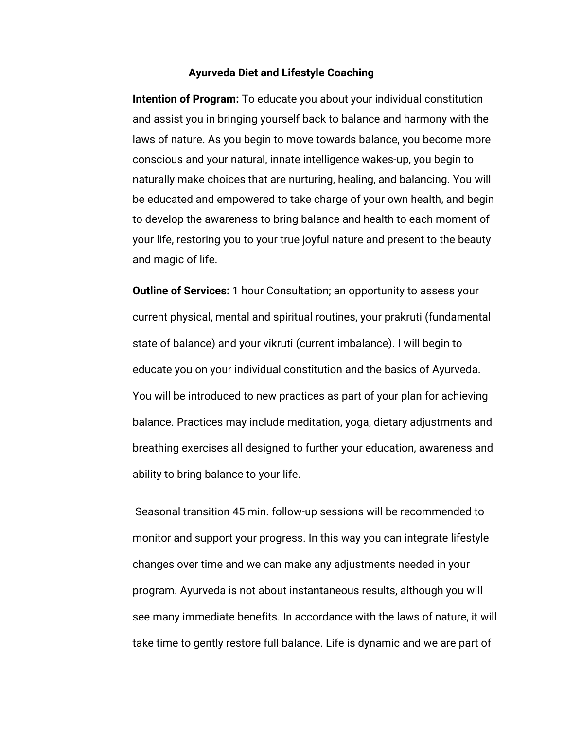## Ayurveda Diet and Lifestyle Coaching

**Intention of Program:** To educate you about your individual constitution and assist you in bringing yourself back to balance and harmony with the laws of nature. As you begin to move towards balance, you become more conscious and your natural, innate intelligence wakes-up, you begin to naturally make choices that are nurturing, healing, and balancing. You will be educated and empowered to take charge of your own health, and begin to develop the awareness to bring balance and health to each moment of your life, restoring you to your true joyful nature and present to the beauty and magic of life.

**Outline of Services:** 1 hour Consultation; an opportunity to assess your current physical, mental and spiritual routines, your prakruti (fundamental state of balance) and your vikruti (current imbalance). I will begin to educate you on your individual constitution and the basics of Ayurveda. You will be introduced to new practices as part of your plan for achieving balance. Practices may include meditation, yoga, dietary adjustments and breathing exercises all designed to further your education, awareness and ability to bring balance to your life.

Seasonal transition 45 min. follow-up sessions will be recommended to monitor and support your progress. In this way you can integrate lifestyle changes over time and we can make any adjustments needed in your program. Ayurveda is not about instantaneous results, although you will see many immediate benefits. In accordance with the laws of nature, it will take time to gently restore full balance. Life is dynamic and we are part of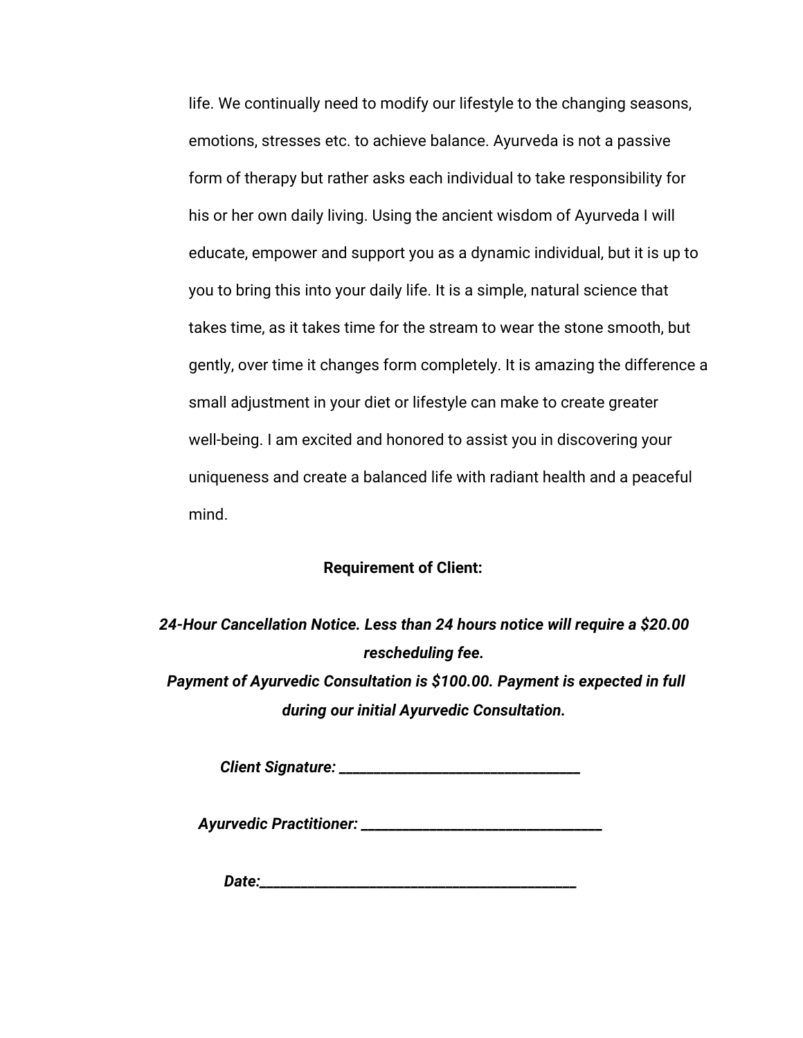life. We continually need to modify our lifestyle to the changing seasons, emotions, stresses etc. to achieve balance. Ayurveda is not a passive form of therapy but rather asks each individual to take responsibility for his or her own daily living. Using the ancient wisdom of Ayurveda I will educate, empower and support you as a dynamic individual, but it is up to you to bring this into your daily life. It is a simple, natural science that takes time, as it takes time for the stream to wear the stone smooth, but gently, over time it changes form completely. It is amazing the difference a small adjustment in your diet or lifestyle can make to create greater well-being. I am excited and honored to assist you in discovering your uniqueness and create a balanced life with radiant health and a peaceful mind.

**Requirement of Client:**

***24-Hour Cancellation Notice. Less than 24 hours notice will require a $20.00 rescheduling fee.***

***Payment of Ayurvedic Consultation is $100.00. Payment is expected in full during our initial Ayurvedic Consultation.***

***Client Signature: ___________________________________***

***Ayurvedic Practitioner: ___________________________________***

***Date:_____________________________________________***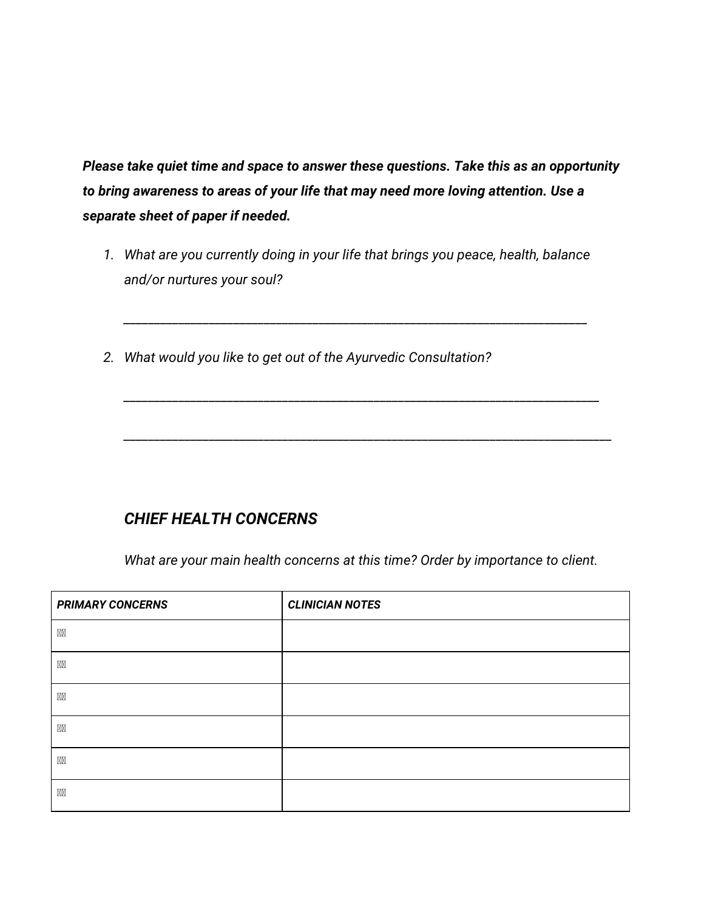***Please take quiet time and space to answer these questions. Take this as an opportunity to bring awareness to areas of your life that may need more loving attention. Use a separate sheet of paper if needed.***

1. *What are you currently doing in your life that brings you peace, health, balance and/or nurtures your soul?*

   ___________________________________________________________________________

2. *What would you like to get out of the Ayurvedic Consultation?*

   ___________________________________________________________________________

   ___________________________________________________________________________

## *CHIEF HEALTH CONCERNS*

*What are your main health concerns at this time? Order by importance to client.*

| ***PRIMARY CONCERNS*** | ***CLINICIAN NOTES*** |
|---|---|
| | |
| | |
| | |
| | |
| | |
| | |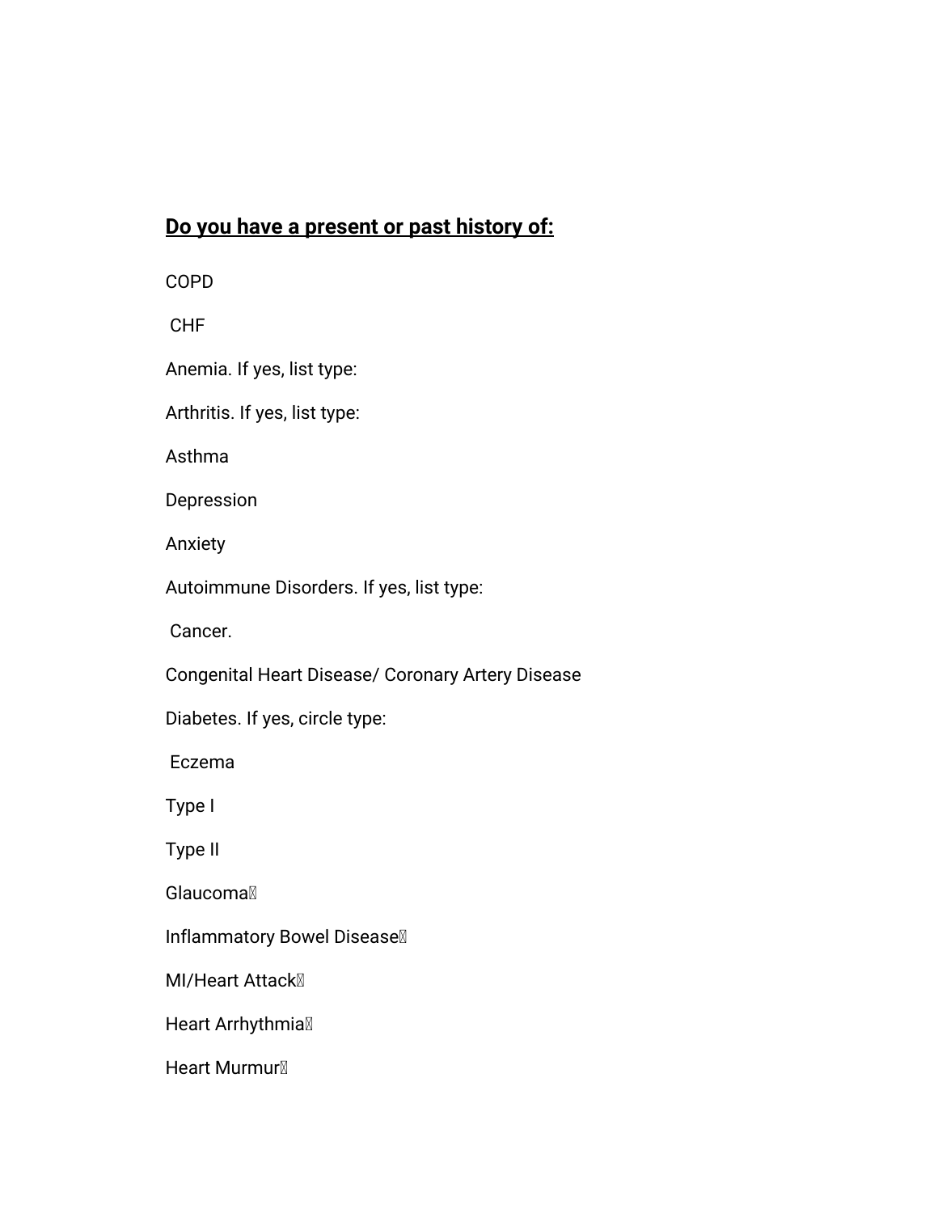**<u>Do you have a present or past history of:</u>**

COPD

CHF

Anemia. If yes, list type:

Arthritis. If yes, list type:

Asthma

Depression

Anxiety

Autoimmune Disorders. If yes, list type:

Cancer.

Congenital Heart Disease/ Coronary Artery Disease

Diabetes. If yes, circle type:

Eczema

Type I

Type II

Glaucoma

Inflammatory Bowel Disease

MI/Heart Attack

Heart Arrhythmia

Heart Murmur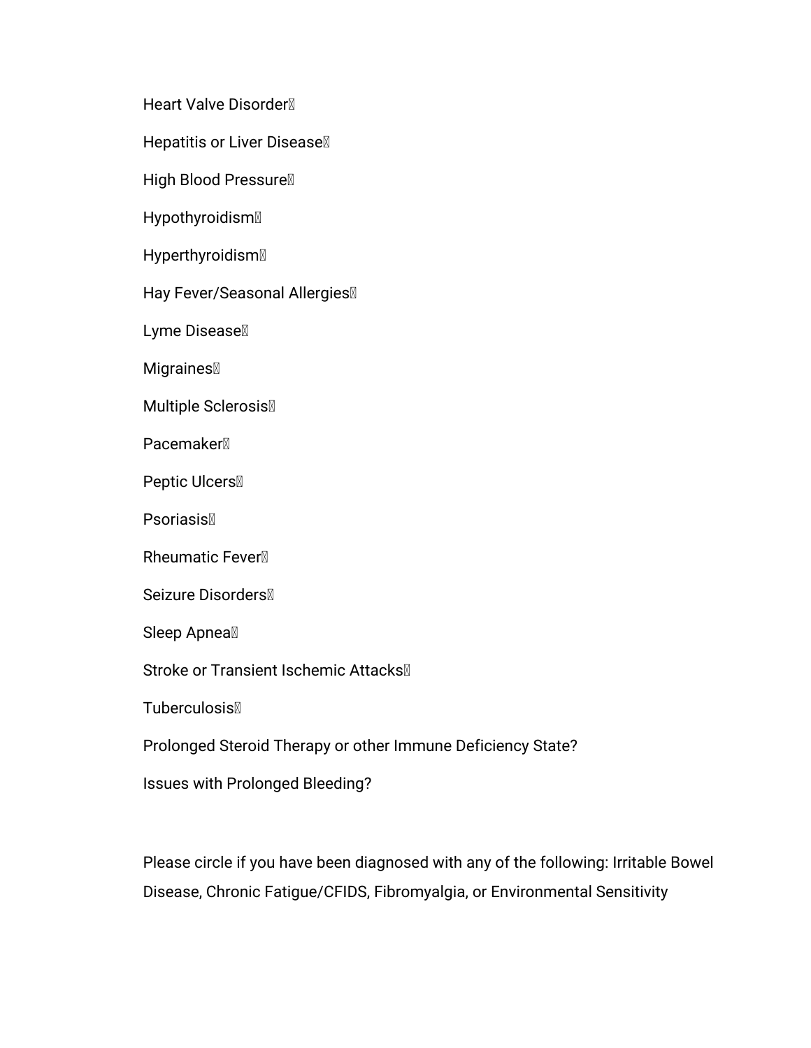Heart Valve Disorder

Hepatitis or Liver Disease

High Blood Pressure

Hypothyroidism

Hyperthyroidism

Hay Fever/Seasonal Allergies

Lyme Disease

Migraines

Multiple Sclerosis

Pacemaker

Peptic Ulcers

Psoriasis

Rheumatic Fever

Seizure Disorders

Sleep Apnea

Stroke or Transient Ischemic Attacks

Tuberculosis

Prolonged Steroid Therapy or other Immune Deficiency State?

Issues with Prolonged Bleeding?

Please circle if you have been diagnosed with any of the following: Irritable Bowel Disease, Chronic Fatigue/CFIDS, Fibromyalgia, or Environmental Sensitivity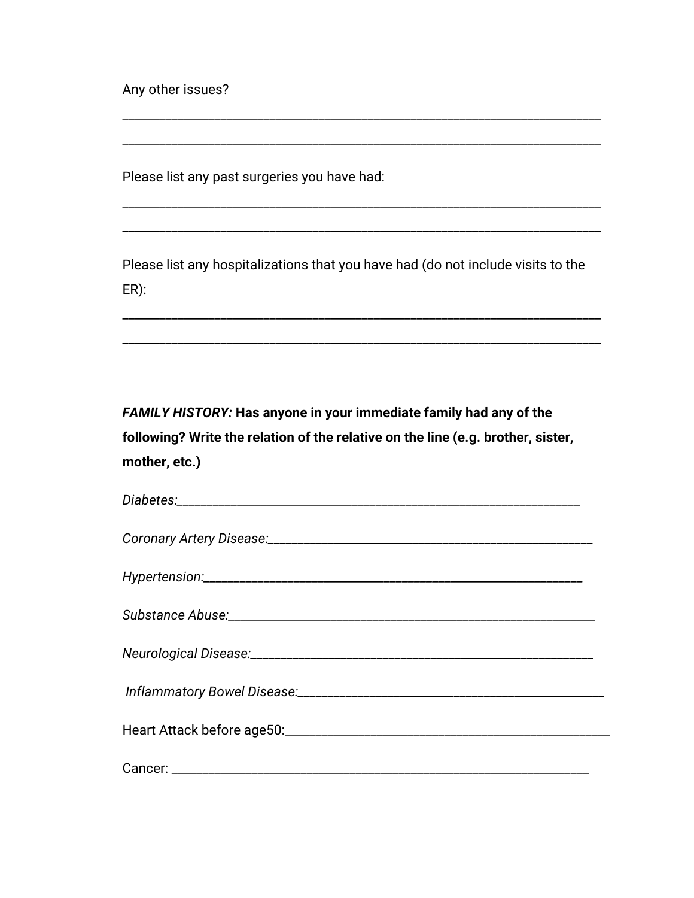Any other issues?

\_\_\_\_\_\_\_\_\_\_\_\_\_\_\_\_\_\_\_\_\_\_\_\_\_\_\_\_\_\_\_\_\_\_\_\_\_\_\_\_\_\_\_\_\_\_\_\_\_\_\_\_\_\_\_\_\_\_\_\_\_\_\_\_\_\_\_\_\_\_

\_\_\_\_\_\_\_\_\_\_\_\_\_\_\_\_\_\_\_\_\_\_\_\_\_\_\_\_\_\_\_\_\_\_\_\_\_\_\_\_\_\_\_\_\_\_\_\_\_\_\_\_\_\_\_\_\_\_\_\_\_\_\_\_\_\_\_\_\_\_

Please list any past surgeries you have had:

\_\_\_\_\_\_\_\_\_\_\_\_\_\_\_\_\_\_\_\_\_\_\_\_\_\_\_\_\_\_\_\_\_\_\_\_\_\_\_\_\_\_\_\_\_\_\_\_\_\_\_\_\_\_\_\_\_\_\_\_\_\_\_\_\_\_\_\_\_\_

\_\_\_\_\_\_\_\_\_\_\_\_\_\_\_\_\_\_\_\_\_\_\_\_\_\_\_\_\_\_\_\_\_\_\_\_\_\_\_\_\_\_\_\_\_\_\_\_\_\_\_\_\_\_\_\_\_\_\_\_\_\_\_\_\_\_\_\_\_\_

Please list any hospitalizations that you have had (do not include visits to the ER):

\_\_\_\_\_\_\_\_\_\_\_\_\_\_\_\_\_\_\_\_\_\_\_\_\_\_\_\_\_\_\_\_\_\_\_\_\_\_\_\_\_\_\_\_\_\_\_\_\_\_\_\_\_\_\_\_\_\_\_\_\_\_\_\_\_\_\_\_\_\_

\_\_\_\_\_\_\_\_\_\_\_\_\_\_\_\_\_\_\_\_\_\_\_\_\_\_\_\_\_\_\_\_\_\_\_\_\_\_\_\_\_\_\_\_\_\_\_\_\_\_\_\_\_\_\_\_\_\_\_\_\_\_\_\_\_\_\_\_\_\_

***FAMILY HISTORY:*** **Has anyone in your immediate family had any of the following? Write the relation of the relative on the line (e.g. brother, sister, mother, etc.)**

*Diabetes:*\_\_\_\_\_\_\_\_\_\_\_\_\_\_\_\_\_\_\_\_\_\_\_\_\_\_\_\_\_\_\_\_\_\_\_\_\_\_\_\_\_\_\_\_\_\_\_\_\_\_\_\_\_\_\_\_\_\_\_\_

*Coronary Artery Disease:*\_\_\_\_\_\_\_\_\_\_\_\_\_\_\_\_\_\_\_\_\_\_\_\_\_\_\_\_\_\_\_\_\_\_\_\_\_\_\_\_\_\_\_\_\_\_\_\_\_

*Hypertension:*\_\_\_\_\_\_\_\_\_\_\_\_\_\_\_\_\_\_\_\_\_\_\_\_\_\_\_\_\_\_\_\_\_\_\_\_\_\_\_\_\_\_\_\_\_\_\_\_\_\_\_\_\_\_\_\_

*Substance Abuse:*\_\_\_\_\_\_\_\_\_\_\_\_\_\_\_\_\_\_\_\_\_\_\_\_\_\_\_\_\_\_\_\_\_\_\_\_\_\_\_\_\_\_\_\_\_\_\_\_\_\_\_\_\_

*Neurological Disease:*\_\_\_\_\_\_\_\_\_\_\_\_\_\_\_\_\_\_\_\_\_\_\_\_\_\_\_\_\_\_\_\_\_\_\_\_\_\_\_\_\_\_\_\_\_\_\_\_\_\_

*Inflammatory Bowel Disease:*\_\_\_\_\_\_\_\_\_\_\_\_\_\_\_\_\_\_\_\_\_\_\_\_\_\_\_\_\_\_\_\_\_\_\_\_\_\_\_\_\_\_\_\_\_\_

Heart Attack before age50:\_\_\_\_\_\_\_\_\_\_\_\_\_\_\_\_\_\_\_\_\_\_\_\_\_\_\_\_\_\_\_\_\_\_\_\_\_\_\_\_\_\_\_\_\_\_\_\_\_\_

Cancer: \_\_\_\_\_\_\_\_\_\_\_\_\_\_\_\_\_\_\_\_\_\_\_\_\_\_\_\_\_\_\_\_\_\_\_\_\_\_\_\_\_\_\_\_\_\_\_\_\_\_\_\_\_\_\_\_\_\_\_\_\_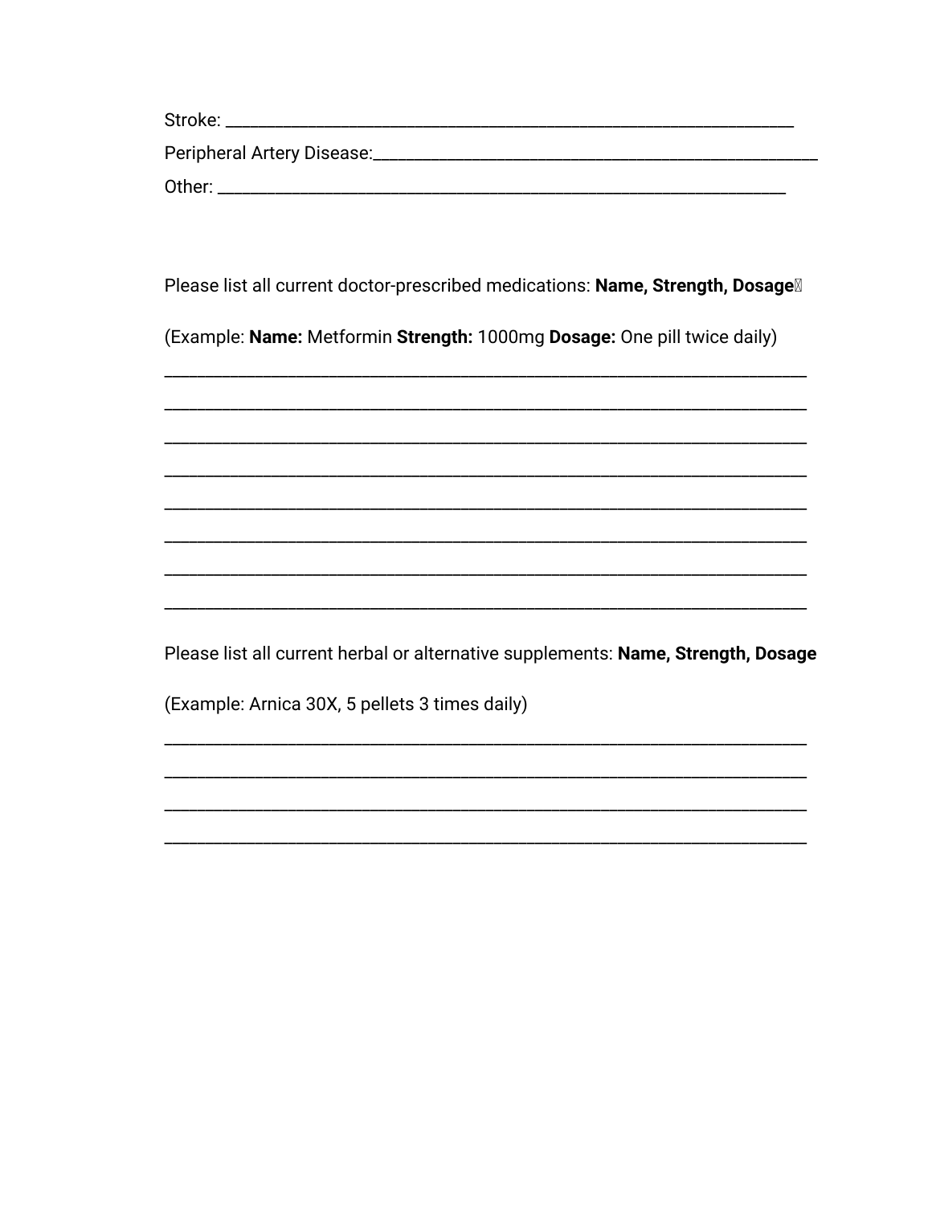Stroke: ___________________________________________________________________

Peripheral Artery Disease:______________________________________________

Other: ____________________________________________________________________

Please list all current doctor-prescribed medications: **Name, Strength, Dosage**

(Example: **Name:** Metformin **Strength:** 1000mg **Dosage:** One pill twice daily)

___________________________________________________________________________

___________________________________________________________________________

___________________________________________________________________________

___________________________________________________________________________

___________________________________________________________________________

___________________________________________________________________________

___________________________________________________________________________

___________________________________________________________________________

Please list all current herbal or alternative supplements: **Name, Strength, Dosage**

(Example: Arnica 30X, 5 pellets 3 times daily)

___________________________________________________________________________

___________________________________________________________________________

___________________________________________________________________________

___________________________________________________________________________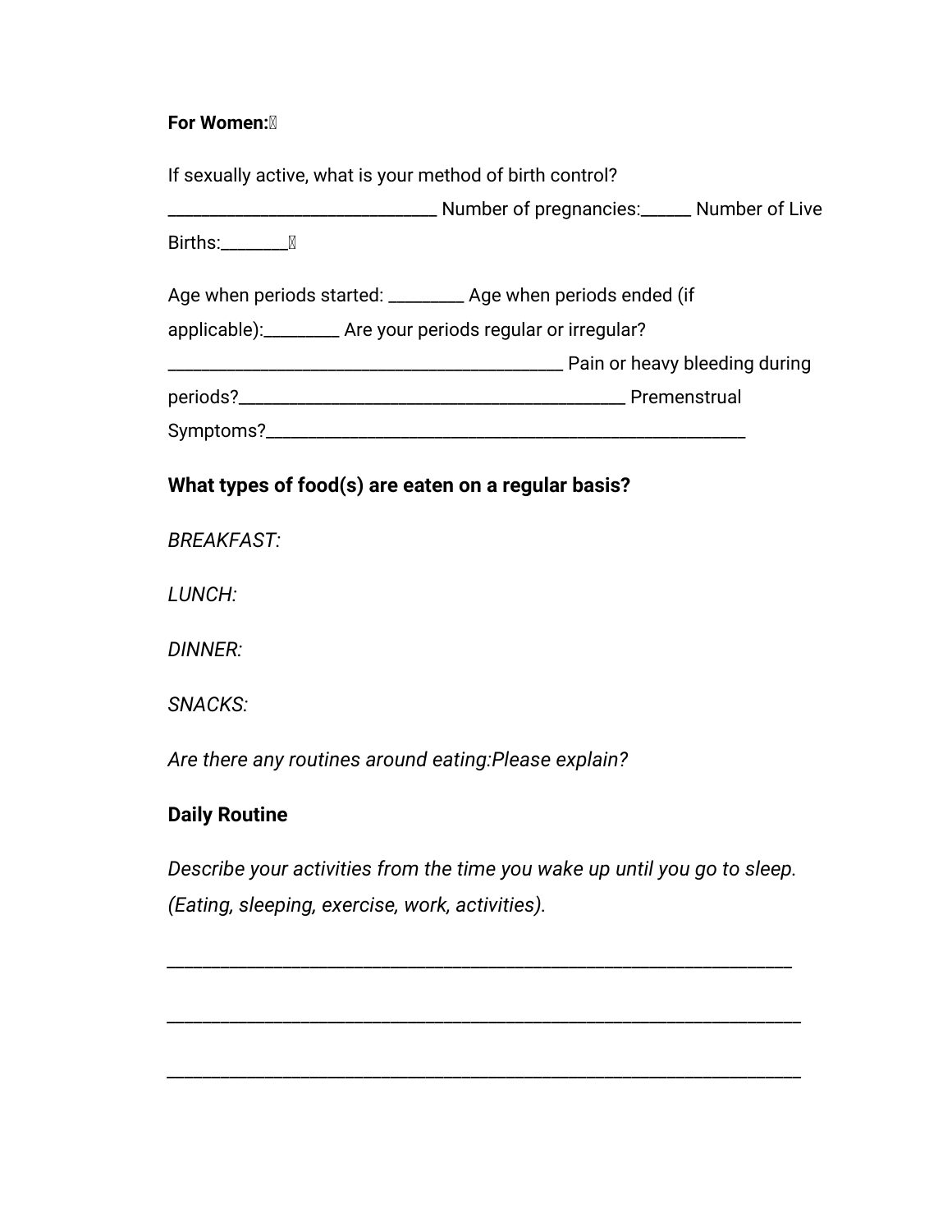**For Women:**

If sexually active, what is your method of birth control? ______________________________ Number of pregnancies:______ Number of Live Births:________

Age when periods started: _________ Age when periods ended (if applicable):_________ Are your periods regular or irregular? ____________________________________________ Pain or heavy bleeding during periods?__________________________________________ Premenstrual Symptoms?_____________________________________________________

**What types of food(s) are eaten on a regular basis?**

*BREAKFAST:*

*LUNCH:*

*DINNER:*

*SNACKS:*

*Are there any routines around eating:Please explain?*

**Daily Routine**

*Describe your activities from the time you wake up until you go to sleep. (Eating, sleeping, exercise, work, activities).*

_____________________________________________________________________

_____________________________________________________________________

_____________________________________________________________________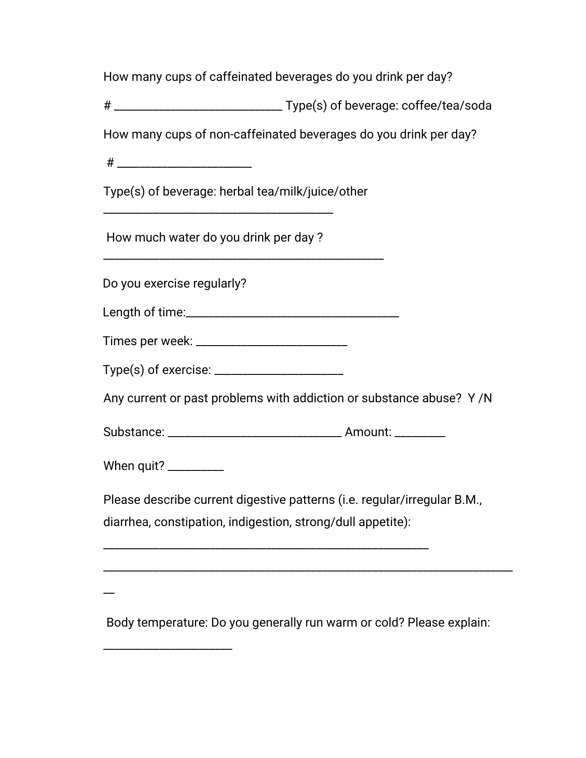How many cups of caffeinated beverages do you drink per day?

# ____________________________ Type(s) of beverage: coffee/tea/soda

How many cups of non-caffeinated beverages do you drink per day?

# ______________________

Type(s) of beverage: herbal tea/milk/juice/other

______________________________________

How much water do you drink per day ?

______________________________________________

Do you exercise regularly?

Length of time:___________________________________

Times per week: _________________________

Type(s) of exercise: _____________________

Any current or past problems with addiction or substance abuse? Y /N

Substance: _____________________________ Amount: ________

When quit? _________

Please describe current digestive patterns (i.e. regular/irregular B.M., diarrhea, constipation, indigestion, strong/dull appetite):

______________________________________________________

_____________________________________________________________________

Body temperature: Do you generally run warm or cold? Please explain:

_____________________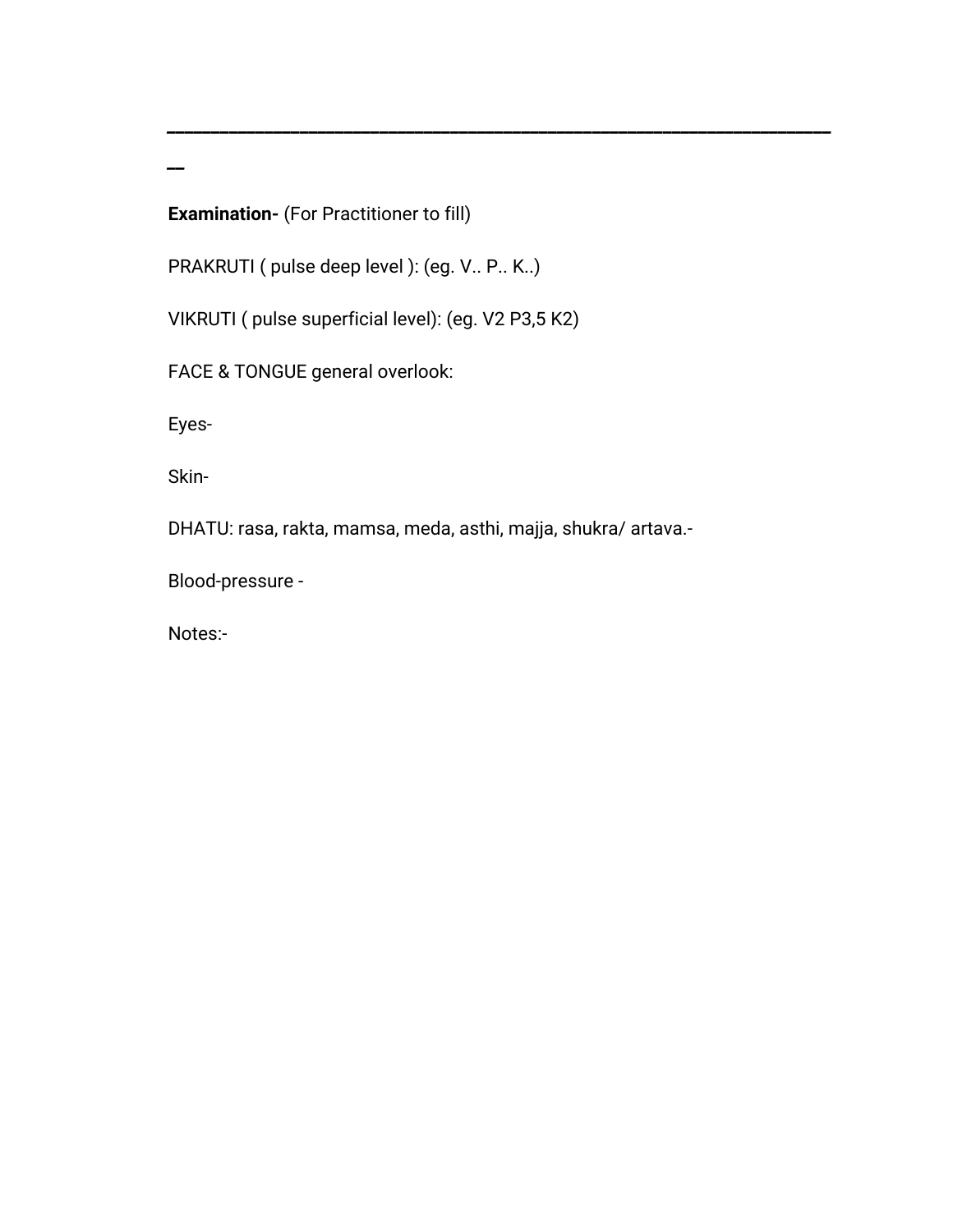---

**Examination-** (For Practitioner to fill)

PRAKRUTI ( pulse deep level ): (eg. V.. P.. K..)

VIKRUTI ( pulse superficial level): (eg. V2 P3,5 K2)

FACE & TONGUE general overlook:

Eyes-

Skin-

DHATU: rasa, rakta, mamsa, meda, asthi, majja, shukra/ artava.-

Blood-pressure -

Notes:-